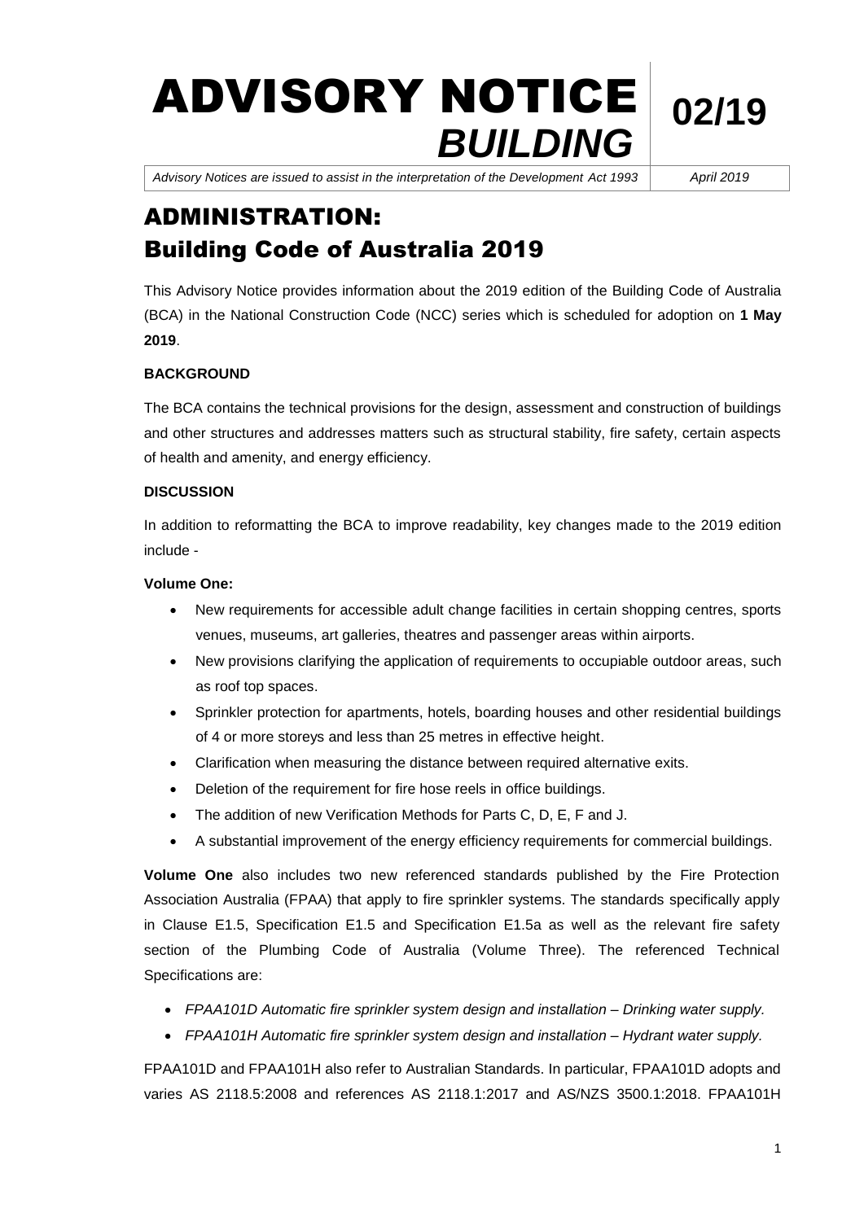# ADVISORY NOTICE *BUILDING* 02/19

*Advisory Notices are issued to assist in the interpretation of the Development Act 1993* | *April 2019*

# ADMINISTRATION: Building Code of Australia 2019

This Advisory Notice provides information about the 2019 edition of the Building Code of Australia (BCA) in the National Construction Code (NCC) series which is scheduled for adoption on **1 May 2019**.

**BACKGROUND**

The BCA contains the technical provisions for the design, assessment and construction of buildings and other structures and addresses matters such as structural stability, fire safety, certain aspects of health and amenity, and energy efficiency.

**DISCUSSION**

In addition to reformatting the BCA to improve readability, key changes made to the 2019 edition include -

**Volume One:**

- New requirements for accessible adult change facilities in certain shopping centres, sports venues, museums, art galleries, theatres and passenger areas within airports.
- New provisions clarifying the application of requirements to occupiable outdoor areas, such as roof top spaces.
- Sprinkler protection for apartments, hotels, boarding houses and other residential buildings of 4 or more storeys and less than 25 metres in effective height.
- Clarification when measuring the distance between required alternative exits.
- Deletion of the requirement for fire hose reels in office buildings.
- The addition of new Verification Methods for Parts C, D, E, F and J.
- A substantial improvement of the energy efficiency requirements for commercial buildings.

**Volume One** also includes two new referenced standards published by the Fire Protection Association Australia (FPAA) that apply to fire sprinkler systems. The standards specifically apply in Clause E1.5, Specification E1.5 and Specification E1.5a as well as the relevant fire safety section of the Plumbing Code of Australia (Volume Three). The referenced Technical Specifications are:

- *FPAA101D Automatic fire sprinkler system design and installation – Drinking water supply.*
- *FPAA101H Automatic fire sprinkler system design and installation – Hydrant water supply.*

FPAA101D and FPAA101H also refer to Australian Standards. In particular, FPAA101D adopts and varies AS 2118.5:2008 and references AS 2118.1:2017 and AS/NZS 3500.1:2018. FPAA101H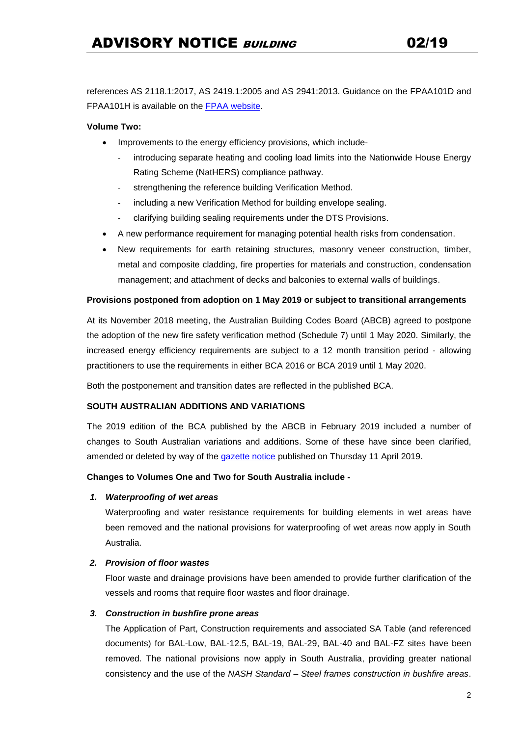references AS 2118.1:2017, AS 2419.1:2005 and AS 2941:2013. Guidance on the FPAA101D and FPAA101H is available on the FPAA website.

**Volume Two:**

- Improvements to the energy efficiency provisions, which include-
  - introducing separate heating and cooling load limits into the Nationwide House Energy Rating Scheme (NatHERS) compliance pathway.
  - strengthening the reference building Verification Method.
  - including a new Verification Method for building envelope sealing.
  - clarifying building sealing requirements under the DTS Provisions.
- A new performance requirement for managing potential health risks from condensation.
- New requirements for earth retaining structures, masonry veneer construction, timber, metal and composite cladding, fire properties for materials and construction, condensation management; and attachment of decks and balconies to external walls of buildings.

**Provisions postponed from adoption on 1 May 2019 or subject to transitional arrangements**

At its November 2018 meeting, the Australian Building Codes Board (ABCB) agreed to postpone the adoption of the new fire safety verification method (Schedule 7) until 1 May 2020. Similarly, the increased energy efficiency requirements are subject to a 12 month transition period - allowing practitioners to use the requirements in either BCA 2016 or BCA 2019 until 1 May 2020.

Both the postponement and transition dates are reflected in the published BCA.

**SOUTH AUSTRALIAN ADDITIONS AND VARIATIONS**

The 2019 edition of the BCA published by the ABCB in February 2019 included a number of changes to South Australian variations and additions. Some of these have since been clarified, amended or deleted by way of the gazette notice published on Thursday 11 April 2019.

**Changes to Volumes One and Two for South Australia include -**

1. ***Waterproofing of wet areas***

   Waterproofing and water resistance requirements for building elements in wet areas have been removed and the national provisions for waterproofing of wet areas now apply in South Australia.

2. ***Provision of floor wastes***

   Floor waste and drainage provisions have been amended to provide further clarification of the vessels and rooms that require floor wastes and floor drainage.

3. ***Construction in bushfire prone areas***

   The Application of Part, Construction requirements and associated SA Table (and referenced documents) for BAL-Low, BAL-12.5, BAL-19, BAL-29, BAL-40 and BAL-FZ sites have been removed. The national provisions now apply in South Australia, providing greater national consistency and the use of the *NASH Standard – Steel frames construction in bushfire areas*.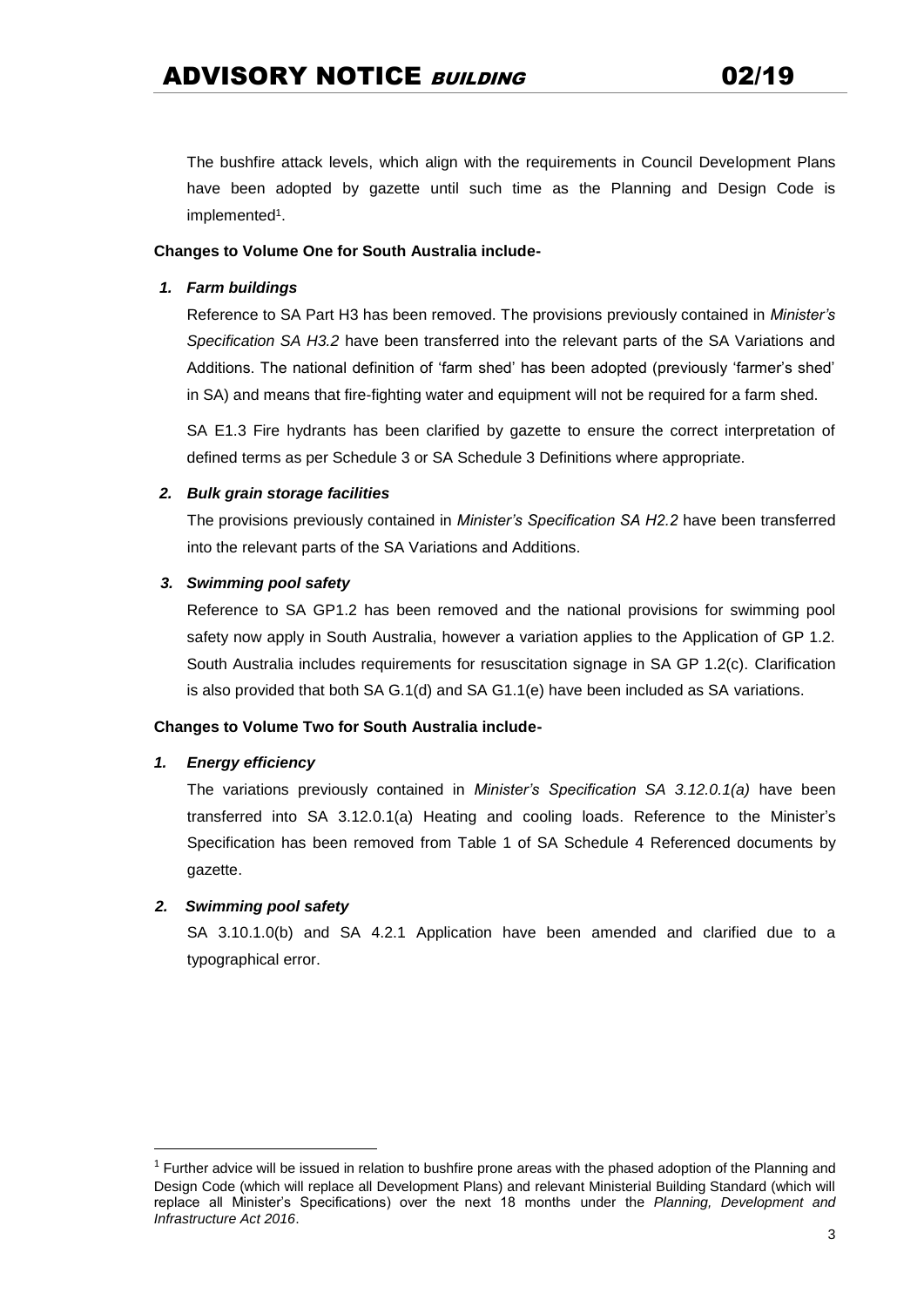The bushfire attack levels, which align with the requirements in Council Development Plans have been adopted by gazette until such time as the Planning and Design Code is implemented[1].

**Changes to Volume One for South Australia include-**

***1. Farm buildings***

Reference to SA Part H3 has been removed. The provisions previously contained in *Minister's Specification SA H3.2* have been transferred into the relevant parts of the SA Variations and Additions. The national definition of 'farm shed' has been adopted (previously 'farmer's shed' in SA) and means that fire-fighting water and equipment will not be required for a farm shed.

SA E1.3 Fire hydrants has been clarified by gazette to ensure the correct interpretation of defined terms as per Schedule 3 or SA Schedule 3 Definitions where appropriate.

***2. Bulk grain storage facilities***

The provisions previously contained in *Minister's Specification SA H2.2* have been transferred into the relevant parts of the SA Variations and Additions.

***3. Swimming pool safety***

Reference to SA GP1.2 has been removed and the national provisions for swimming pool safety now apply in South Australia, however a variation applies to the Application of GP 1.2. South Australia includes requirements for resuscitation signage in SA GP 1.2(c). Clarification is also provided that both SA G.1(d) and SA G1.1(e) have been included as SA variations.

**Changes to Volume Two for South Australia include-**

***1. Energy efficiency***

The variations previously contained in *Minister's Specification SA 3.12.0.1(a)* have been transferred into SA 3.12.0.1(a) Heating and cooling loads. Reference to the Minister's Specification has been removed from Table 1 of SA Schedule 4 Referenced documents by gazette.

***2. Swimming pool safety***

SA 3.10.1.0(b) and SA 4.2.1 Application have been amended and clarified due to a typographical error.

---

[1] Further advice will be issued in relation to bushfire prone areas with the phased adoption of the Planning and Design Code (which will replace all Development Plans) and relevant Ministerial Building Standard (which will replace all Minister's Specifications) over the next 18 months under the *Planning, Development and Infrastructure Act 2016*.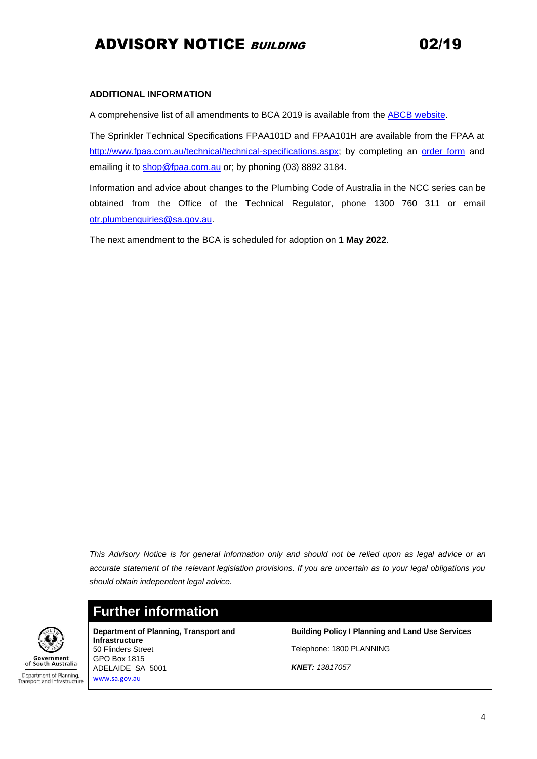**ADDITIONAL INFORMATION**

A comprehensive list of all amendments to BCA 2019 is available from the ABCB website.

The Sprinkler Technical Specifications FPAA101D and FPAA101H are available from the FPAA at http://www.fpaa.com.au/technical/technical-specifications.aspx; by completing an order form and emailing it to shop@fpaa.com.au or; by phoning (03) 8892 3184.

Information and advice about changes to the Plumbing Code of Australia in the NCC series can be obtained from the Office of the Technical Regulator, phone 1300 760 311 or email otr.plumbenquiries@sa.gov.au.

The next amendment to the BCA is scheduled for adoption on **1 May 2022**.

*This Advisory Notice is for general information only and should not be relied upon as legal advice or an accurate statement of the relevant legislation provisions. If you are uncertain as to your legal obligations you should obtain independent legal advice.*

## Further information

Government of South Australia
Department of Planning, Transport and Infrastructure

**Department of Planning, Transport and Infrastructure**
50 Flinders Street
GPO Box 1815
ADELAIDE SA 5001
www.sa.gov.au

**Building Policy I Planning and Land Use Services**

Telephone: 1800 PLANNING

***KNET:*** *13817057*